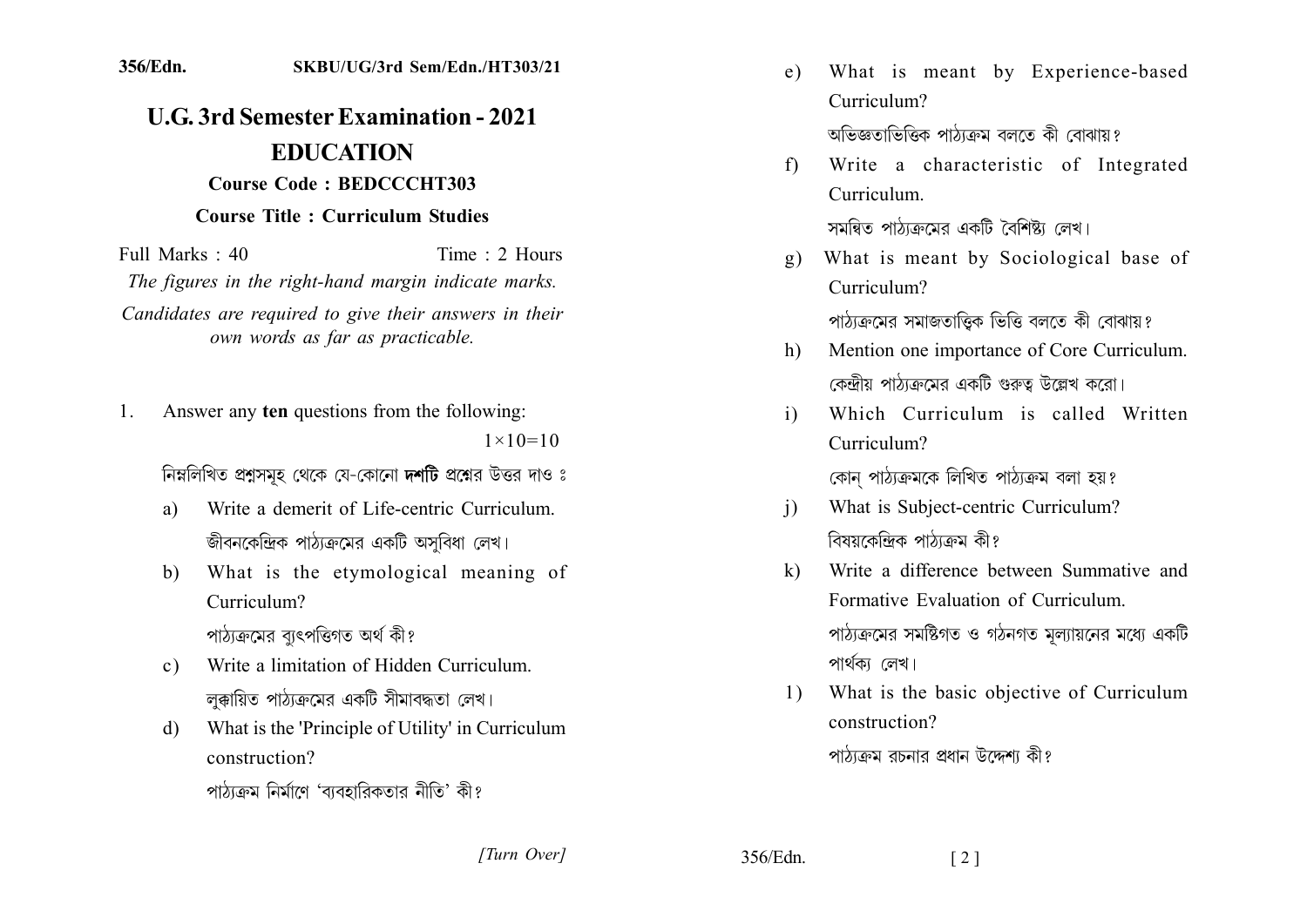356/Edn.　　　　SKBU/UG/3rd Sem/Edn./HT303/21

# U.G. 3rd Semester Examination - 2021

## EDUCATION

**Course Code : BEDCCCHT303**

**Course Title : Curriculum Studies**

Full Marks : 40　　　　Time : 2 Hours

*The figures in the right-hand margin indicate marks.*

*Candidates are required to give their answers in their own words as far as practicable.*

1. Answer any **ten** questions from the following: $1\times10=10$

   নিম্নলিখিত প্রশ্নসমূহ থেকে যে-কোনো **দশটি** প্রশ্নের উত্তর দাও ঃ

   a) Write a demerit of Life-centric Curriculum.
      জীবনকেন্দ্রিক পাঠ্যক্রমের একটি অসুবিধা লেখ।

   b) What is the etymological meaning of Curriculum?
      পাঠ্যক্রমের ব্যুৎপত্তিগত অর্থ কী?

   c) Write a limitation of Hidden Curriculum.
      লুক্কায়িত পাঠ্যক্রমের একটি সীমাবদ্ধতা লেখ।

   d) What is the 'Principle of Utility' in Curriculum construction?
      পাঠ্যক্রম নির্মাণে 'ব্যবহারিকতার নীতি' কী?

   e) What is meant by Experience-based Curriculum?
      অভিজ্ঞতাভিত্তিক পাঠ্যক্রম বলতে কী বোঝায়?

   f) Write a characteristic of Integrated Curriculum.
      সমন্বিত পাঠ্যক্রমের একটি বৈশিষ্ট্য লেখ।

   g) What is meant by Sociological base of Curriculum?
      পাঠ্যক্রমের সমাজতাত্ত্বিক ভিত্তি বলতে কী বোঝায়?

   h) Mention one importance of Core Curriculum.
      কেন্দ্রীয় পাঠ্যক্রমের একটি গুরুত্ব উল্লেখ করো।

   i) Which Curriculum is called Written Curriculum?
      কোন্ পাঠ্যক্রমকে লিখিত পাঠ্যক্রম বলা হয়?

   j) What is Subject-centric Curriculum?
      বিষয়কেন্দ্রিক পাঠ্যক্রম কী?

   k) Write a difference between Summative and Formative Evaluation of Curriculum.
      পাঠ্যক্রমের সমষ্টিগত ও গঠনগত মূল্যায়নের মধ্যে একটি পার্থক্য লেখ।

   l) What is the basic objective of Curriculum construction?
      পাঠ্যক্রম রচনার প্রধান উদ্দেশ্য কী?

[Turn Over]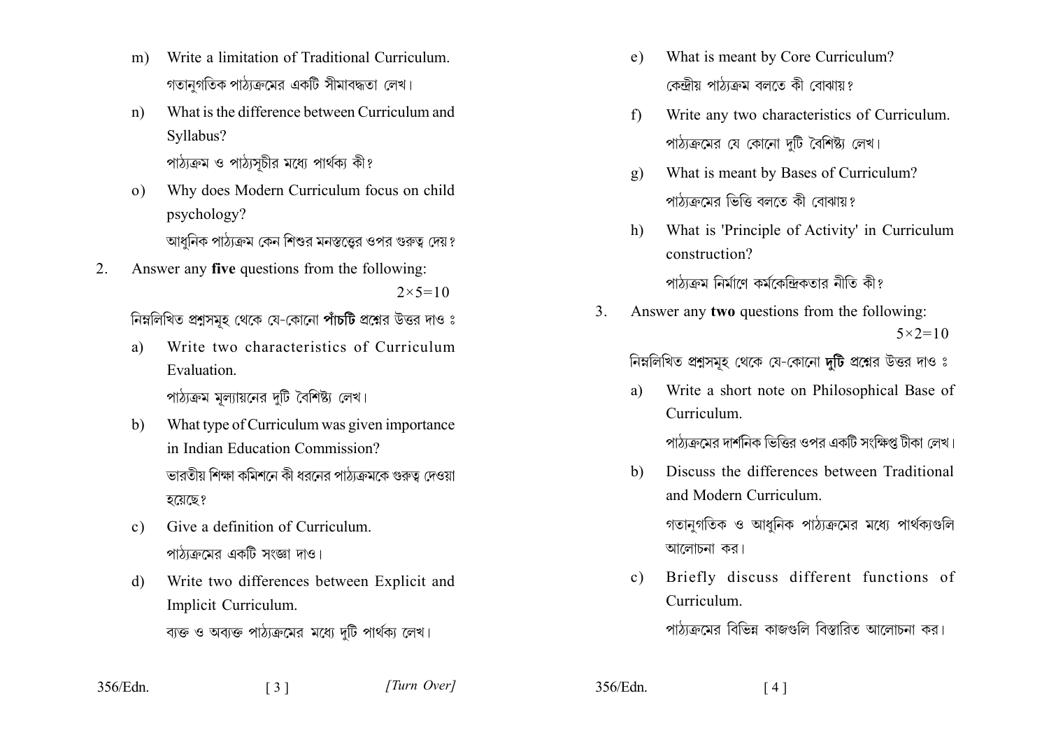m) Write a limitation of Traditional Curriculum.
গতানুগতিক পাঠ্যক্রমের একটি সীমাবদ্ধতা লেখ।

n) What is the difference between Curriculum and Syllabus?
পাঠ্যক্রম ও পাঠ্যসূচীর মধ্যে পার্থক্য কী?

o) Why does Modern Curriculum focus on child psychology?
আধুনিক পাঠ্যক্রম কেন শিশুর মনস্তত্ত্বের ওপর গুরুত্ব দেয়?

2. Answer any **five** questions from the following: $2\times5=10$

নিম্নলিখিত প্রশ্নসমূহ থেকে যে-কোনো **পাঁচটি** প্রশ্নের উত্তর দাও :

a) Write two characteristics of Curriculum Evaluation.
পাঠ্যক্রম মূল্যায়নের দুটি বৈশিষ্ট্য লেখ।

b) What type of Curriculum was given importance in Indian Education Commission?
ভারতীয় শিক্ষা কমিশনে কী ধরনের পাঠ্যক্রমকে গুরুত্ব দেওয়া হয়েছে?

c) Give a definition of Curriculum.
পাঠ্যক্রমের একটি সংজ্ঞা দাও।

d) Write two differences between Explicit and Implicit Curriculum.
ব্যক্ত ও অব্যক্ত পাঠ্যক্রমের মধ্যে দুটি পার্থক্য লেখ।

e) What is meant by Core Curriculum?
কেন্দ্রীয় পাঠ্যক্রম বলতে কী বোঝায়?

f) Write any two characteristics of Curriculum.
পাঠ্যক্রমের যে কোনো দুটি বৈশিষ্ট্য লেখ।

g) What is meant by Bases of Curriculum?
পাঠ্যক্রমের ভিত্তি বলতে কী বোঝায়?

h) What is 'Principle of Activity' in Curriculum construction?
পাঠ্যক্রম নির্মাণে কর্মকেন্দ্রিকতার নীতি কী?

3. Answer any **two** questions from the following: $5\times2=10$

নিম্নলিখিত প্রশ্নসমূহ থেকে যে-কোনো **দুটি** প্রশ্নের উত্তর দাও :

a) Write a short note on Philosophical Base of Curriculum.
পাঠ্যক্রমের দার্শনিক ভিত্তির ওপর একটি সংক্ষিপ্ত টীকা লেখ।

b) Discuss the differences between Traditional and Modern Curriculum.
গতানুগতিক ও আধুনিক পাঠ্যক্রমের মধ্যে পার্থক্যগুলি আলোচনা কর।

c) Briefly discuss different functions of Curriculum.
পাঠ্যক্রমের বিভিন্ন কাজগুলি বিস্তারিত আলোচনা কর।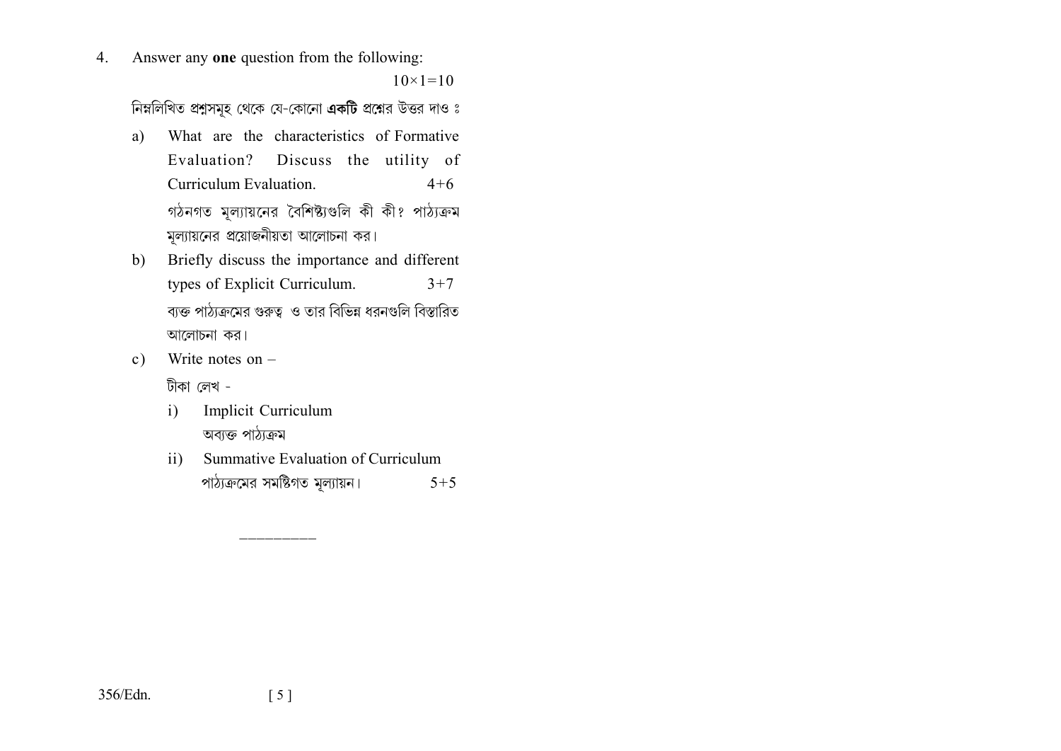4. Answer any **one** question from the following:

$10 \times 1 = 10$

নিম্নলিখিত প্রশ্নসমূহ থেকে যে-কোনো **একটি** প্রশ্নের উত্তর দাও ঃ

a) What are the characteristics of Formative Evaluation? Discuss the utility of Curriculum Evaluation. 4+6

গঠনগত মূল্যায়নের বৈশিষ্ট্যগুলি কী কী? পাঠ্যক্রম মূল্যায়নের প্রয়োজনীয়তা আলোচনা কর।

b) Briefly discuss the importance and different types of Explicit Curriculum. 3+7

ব্যক্ত পাঠ্যক্রমের গুরুত্ব ও তার বিভিন্ন ধরনগুলি বিস্তারিত আলোচনা কর।

c) Write notes on –

টীকা লেখ -

i) Implicit Curriculum

অব্যক্ত পাঠ্যক্রম

ii) Summative Evaluation of Curriculum

পাঠ্যক্রমের সমষ্টিগত মূল্যায়ন। 5+5